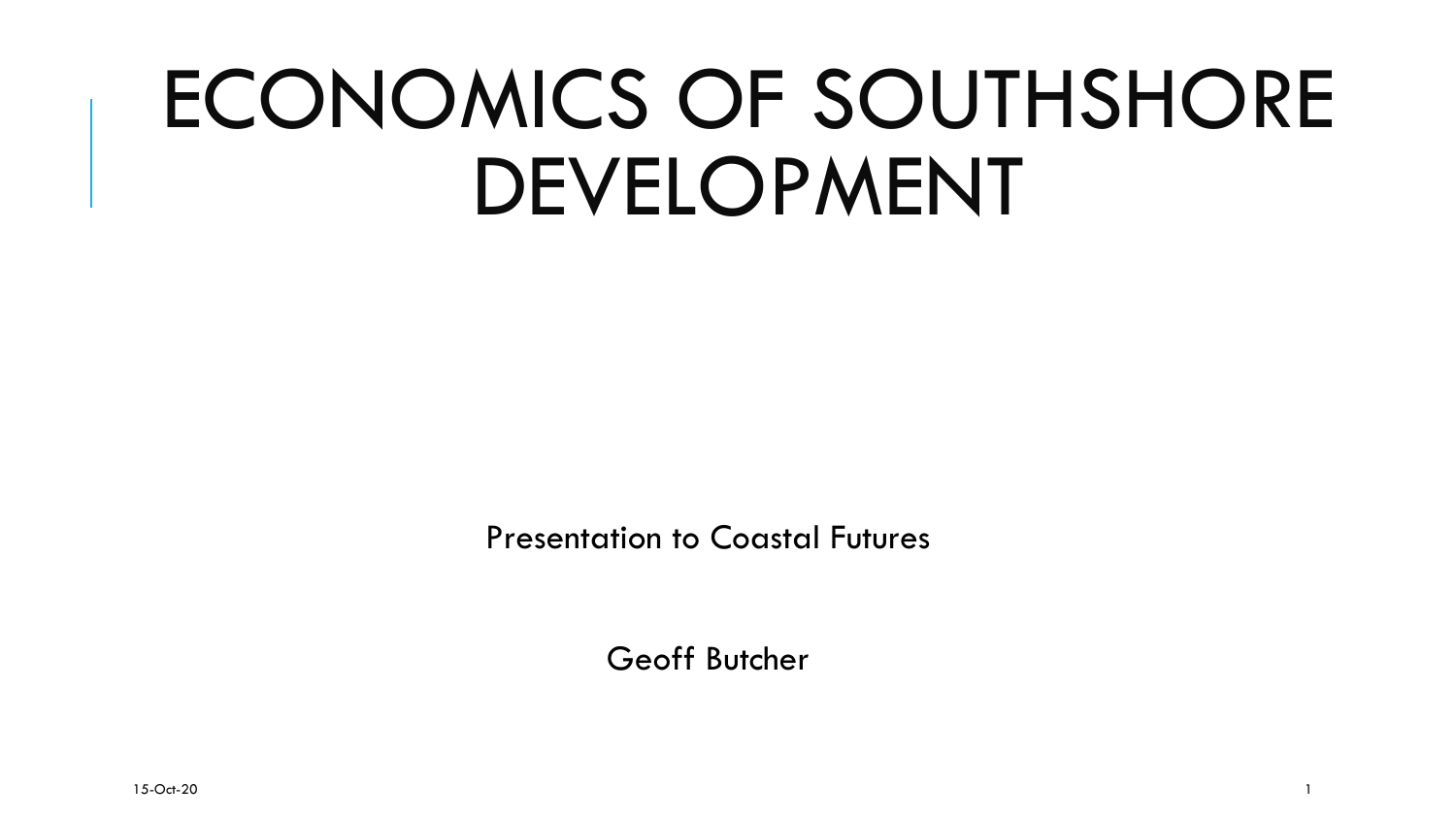# ECONOMICS OF SOUTHSHORE DEVELOPMENT

Presentation to Coastal Futures

Geoff Butcher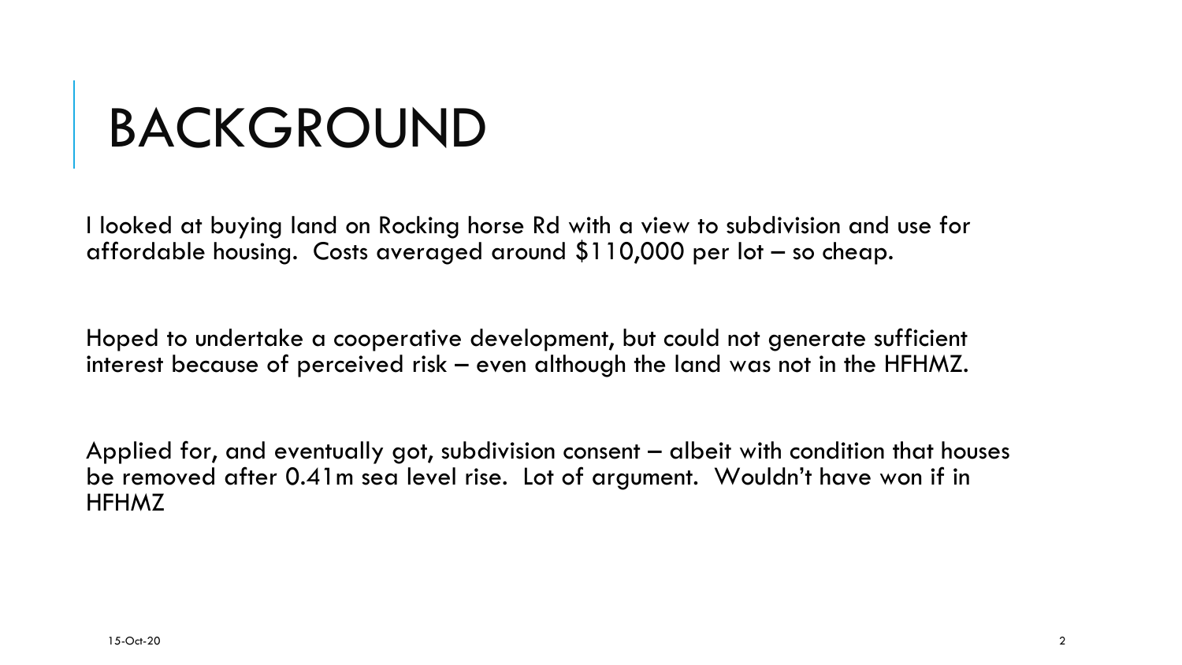# BACKGROUND

I looked at buying land on Rocking horse Rd with a view to subdivision and use for affordable housing. Costs averaged around $110,000 per lot – so cheap.

Hoped to undertake a cooperative development, but could not generate sufficient interest because of perceived risk – even although the land was not in the HFHMZ.

Applied for, and eventually got, subdivision consent – albeit with condition that houses be removed after 0.41m sea level rise. Lot of argument. Wouldn't have won if in HFHMZ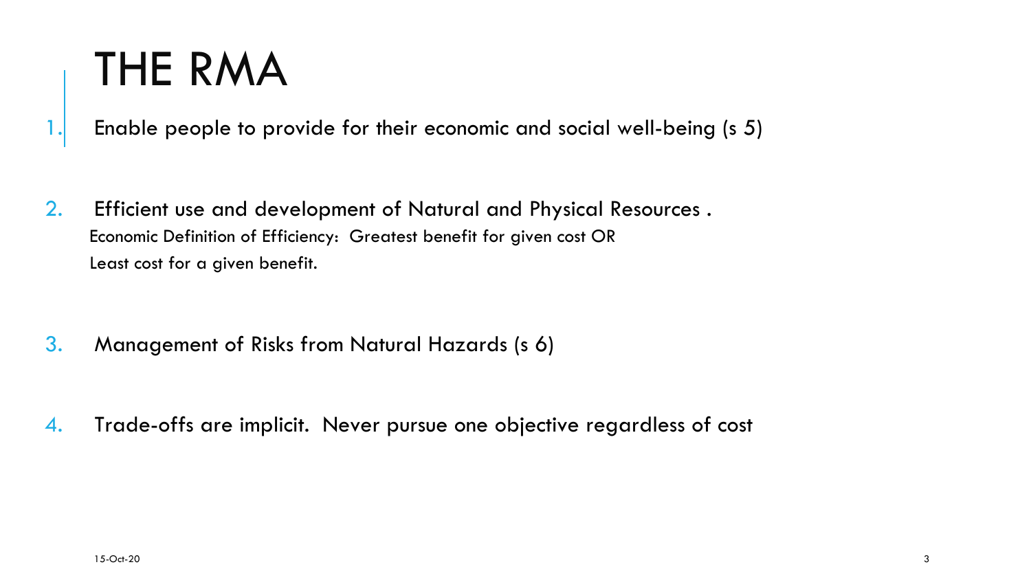# THE RMA

1. Enable people to provide for their economic and social well-being (s 5)

2. Efficient use and development of Natural and Physical Resources .
   Economic Definition of Efficiency: Greatest benefit for given cost OR
   Least cost for a given benefit.

3. Management of Risks from Natural Hazards (s 6)

4. Trade-offs are implicit. Never pursue one objective regardless of cost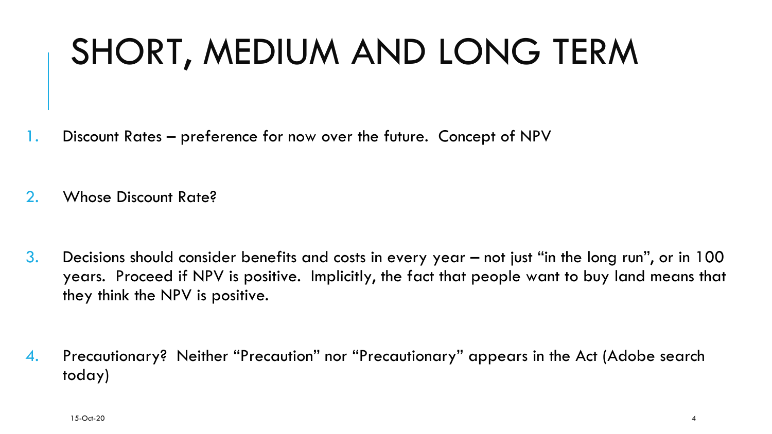# SHORT, MEDIUM AND LONG TERM

1. Discount Rates – preference for now over the future.  Concept of NPV

2. Whose Discount Rate?

3. Decisions should consider benefits and costs in every year – not just "in the long run", or in 100 years.  Proceed if NPV is positive.  Implicitly, the fact that people want to buy land means that they think the NPV is positive.

4. Precautionary?  Neither "Precaution" nor "Precautionary" appears in the Act (Adobe search today)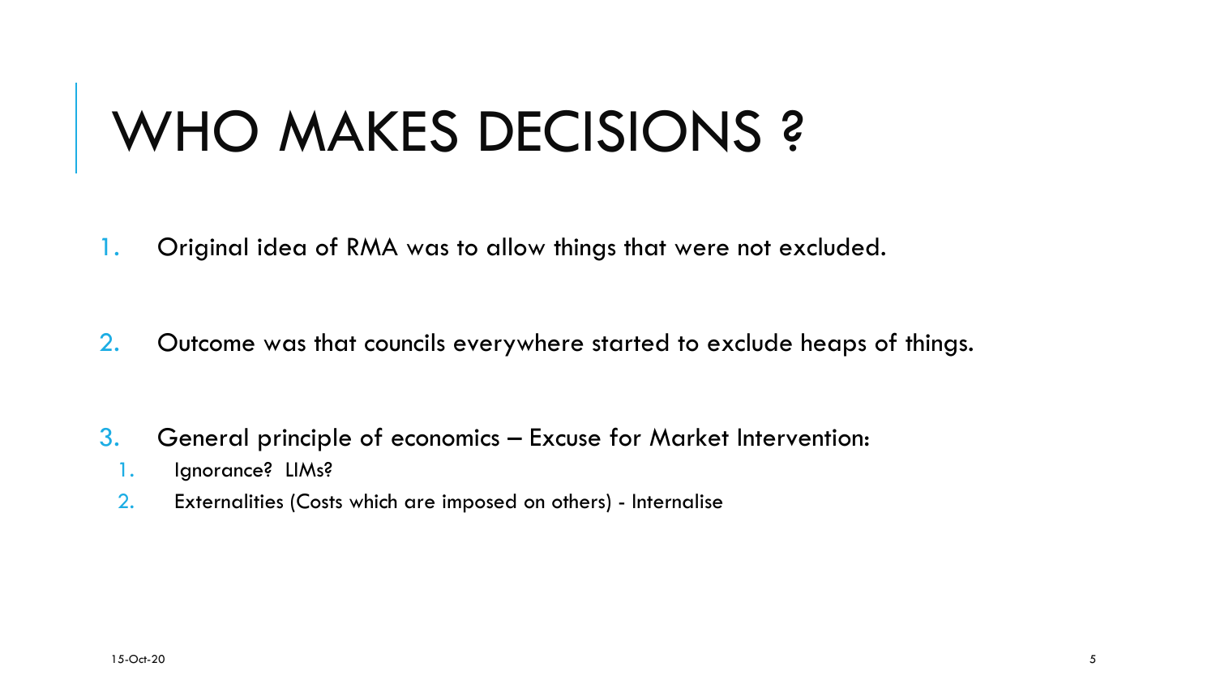# WHO MAKES DECISIONS ?

1. Original idea of RMA was to allow things that were not excluded.

2. Outcome was that councils everywhere started to exclude heaps of things.

3. General principle of economics – Excuse for Market Intervention:
   1. Ignorance? LIMs?
   2. Externalities (Costs which are imposed on others) - Internalise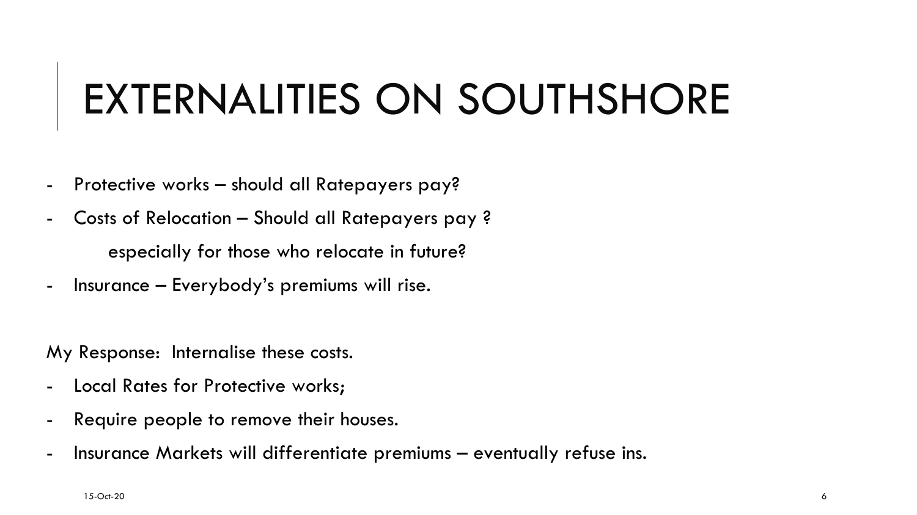# EXTERNALITIES ON SOUTHSHORE

- Protective works – should all Ratepayers pay?
- Costs of Relocation – Should all Ratepayers pay ?

  especially for those who relocate in future?
- Insurance – Everybody's premiums will rise.

My Response: Internalise these costs.

- Local Rates for Protective works;
- Require people to remove their houses.
- Insurance Markets will differentiate premiums – eventually refuse ins.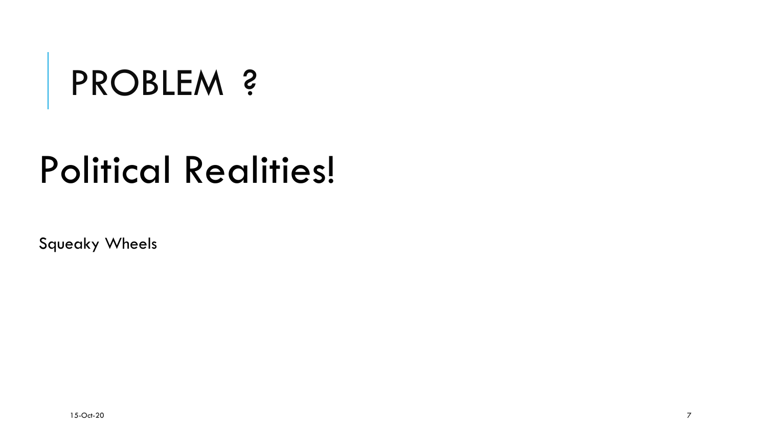# PROBLEM ?

## Political Realities!

Squeaky Wheels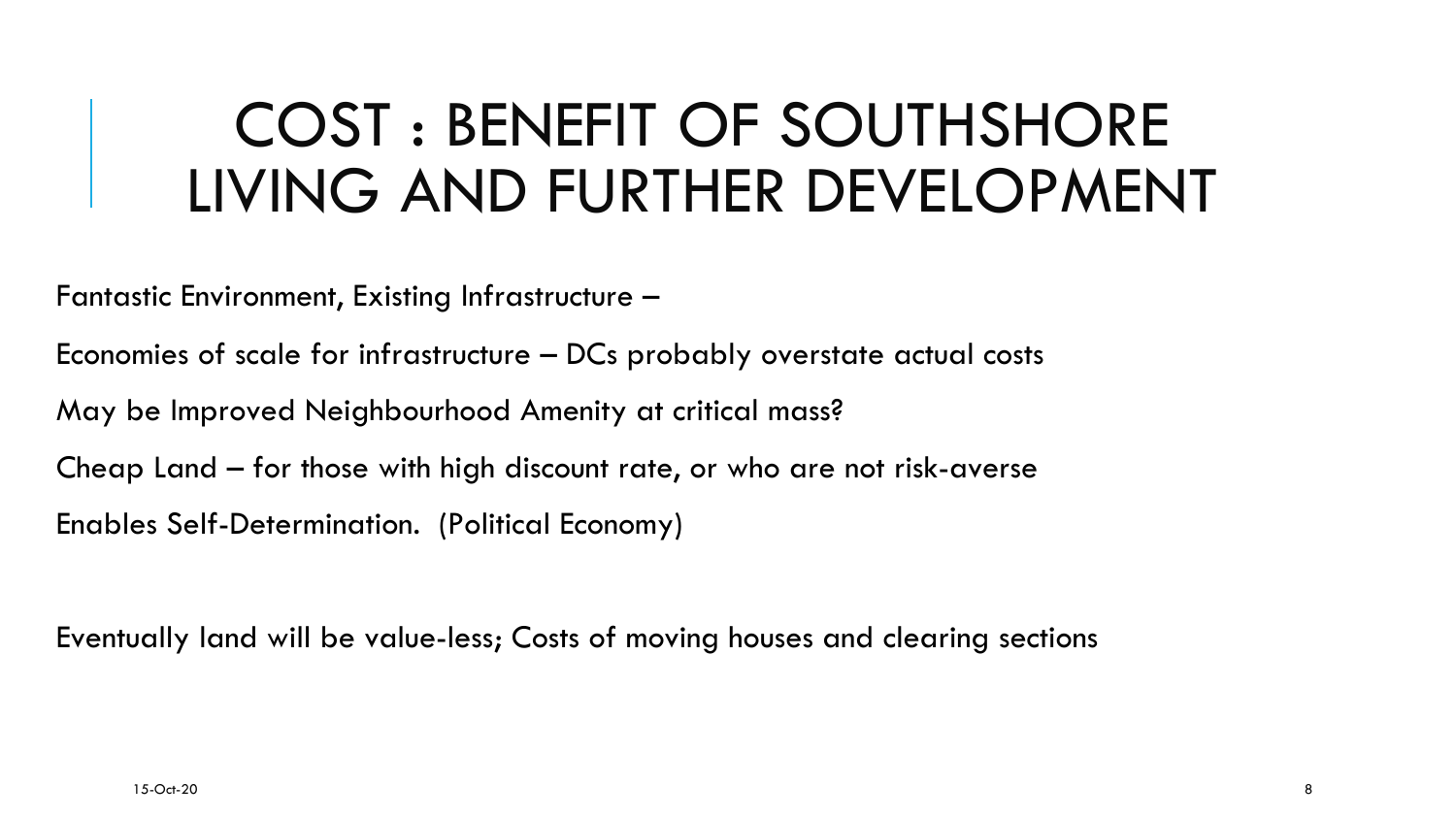# COST : BENEFIT OF SOUTHSHORE LIVING AND FURTHER DEVELOPMENT

Fantastic Environment, Existing Infrastructure –

Economies of scale for infrastructure – DCs probably overstate actual costs

May be Improved Neighbourhood Amenity at critical mass?

Cheap Land – for those with high discount rate, or who are not risk-averse

Enables Self-Determination. (Political Economy)

Eventually land will be value-less; Costs of moving houses and clearing sections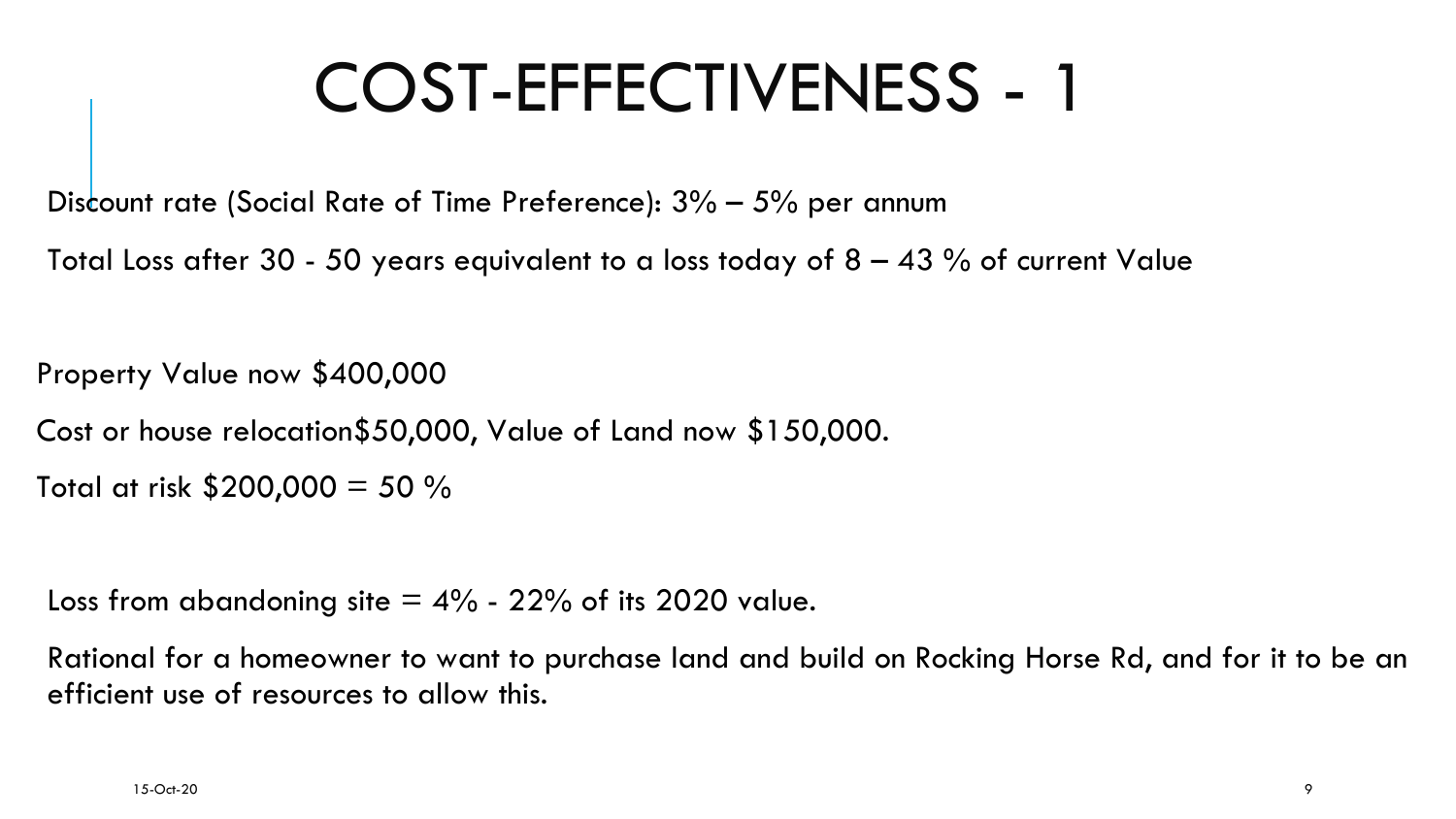# COST-EFFECTIVENESS - 1

Discount rate (Social Rate of Time Preference): 3% – 5% per annum

Total Loss after 30 - 50 years equivalent to a loss today of 8 – 43 % of current Value

Property Value now $400,000

Cost or house relocation$50,000, Value of Land now $150,000.

Total at risk $200,000 = 50 %

Loss from abandoning site = 4% - 22% of its 2020 value.

Rational for a homeowner to want to purchase land and build on Rocking Horse Rd, and for it to be an efficient use of resources to allow this.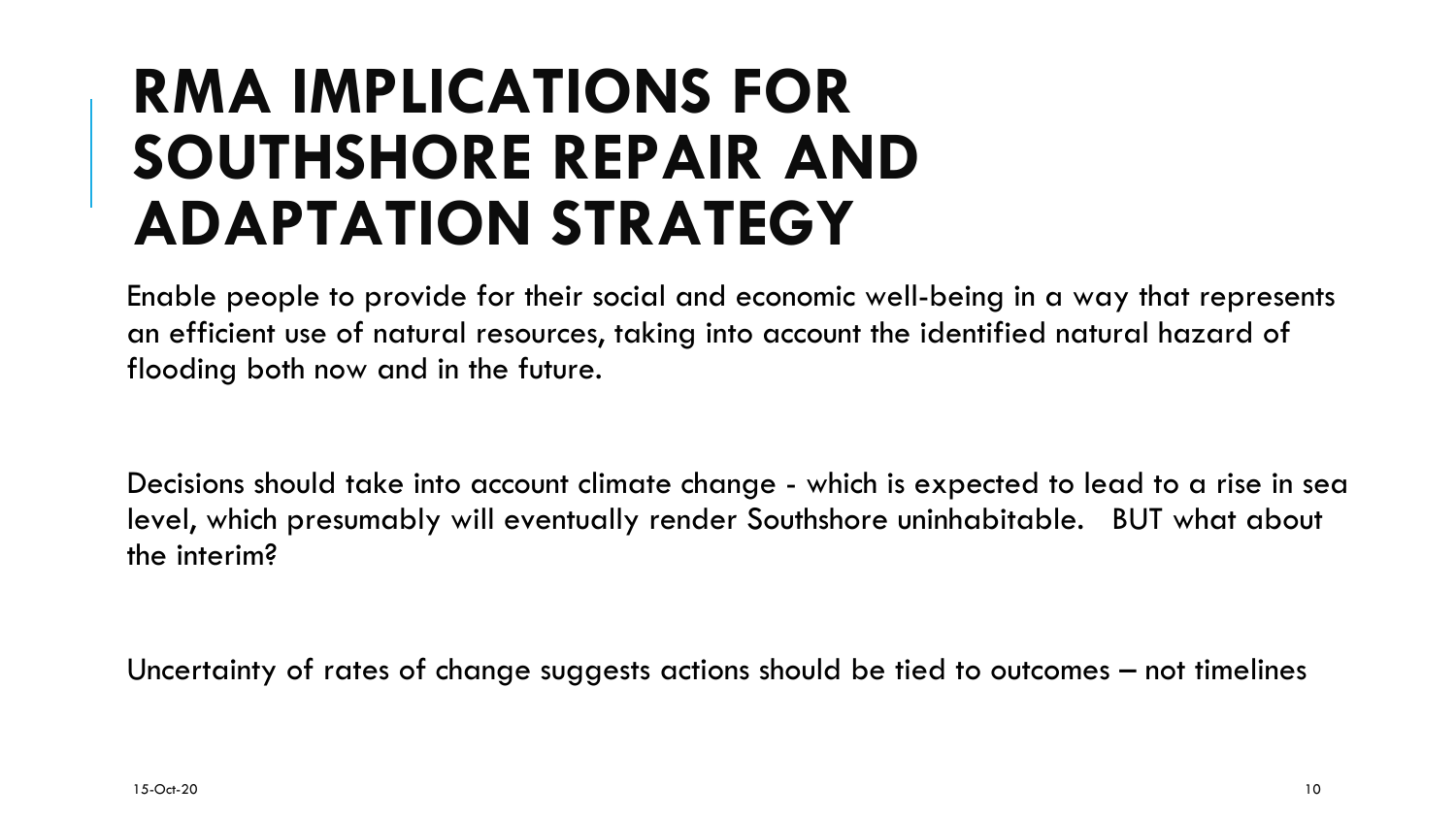# RMA IMPLICATIONS FOR SOUTHSHORE REPAIR AND ADAPTATION STRATEGY

Enable people to provide for their social and economic well-being in a way that represents an efficient use of natural resources, taking into account the identified natural hazard of flooding both now and in the future.

Decisions should take into account climate change - which is expected to lead to a rise in sea level, which presumably will eventually render Southshore uninhabitable. BUT what about the interim?

Uncertainty of rates of change suggests actions should be tied to outcomes – not timelines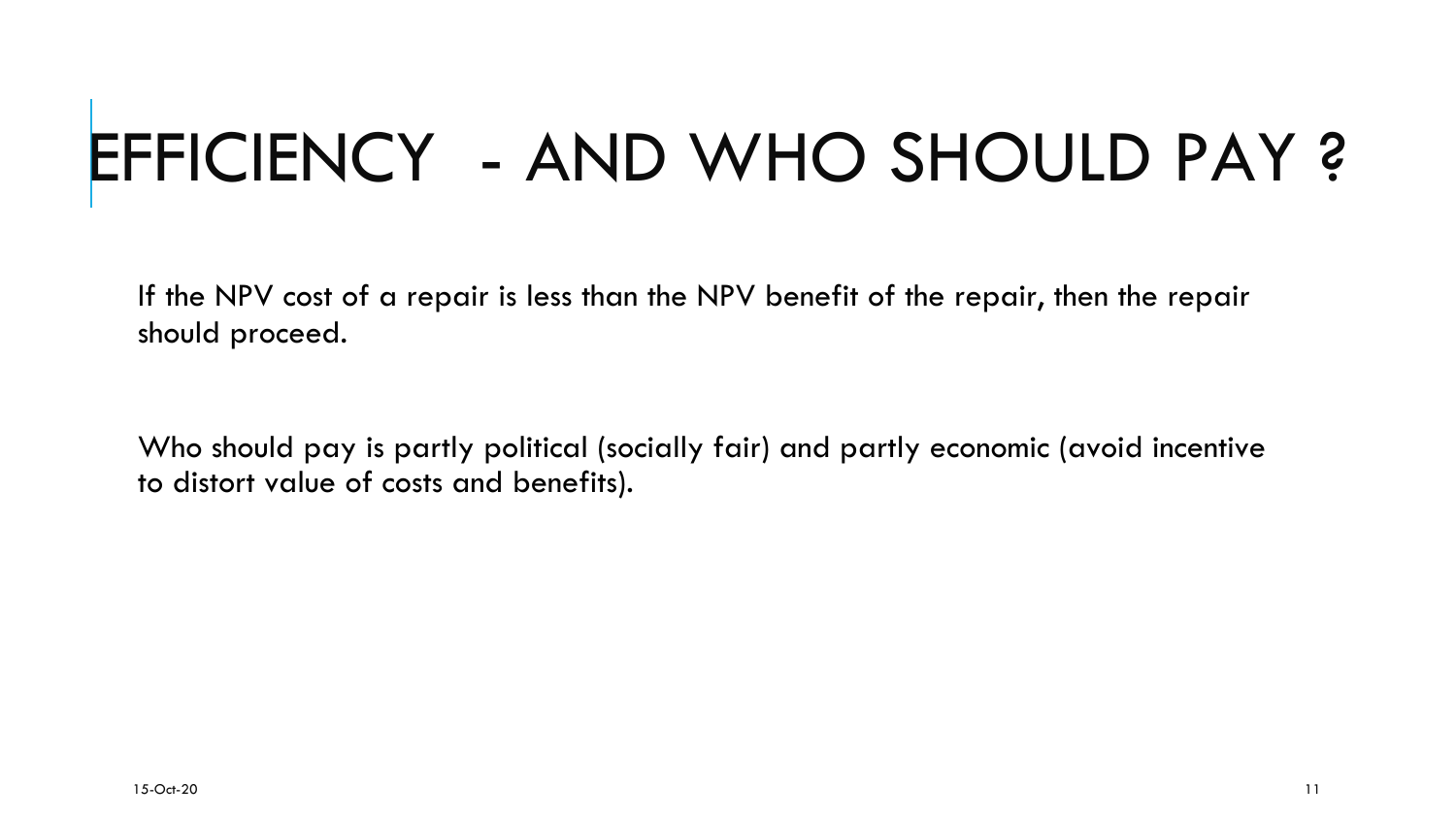# EFFICIENCY - AND WHO SHOULD PAY ?

If the NPV cost of a repair is less than the NPV benefit of the repair, then the repair should proceed.

Who should pay is partly political (socially fair) and partly economic (avoid incentive to distort value of costs and benefits).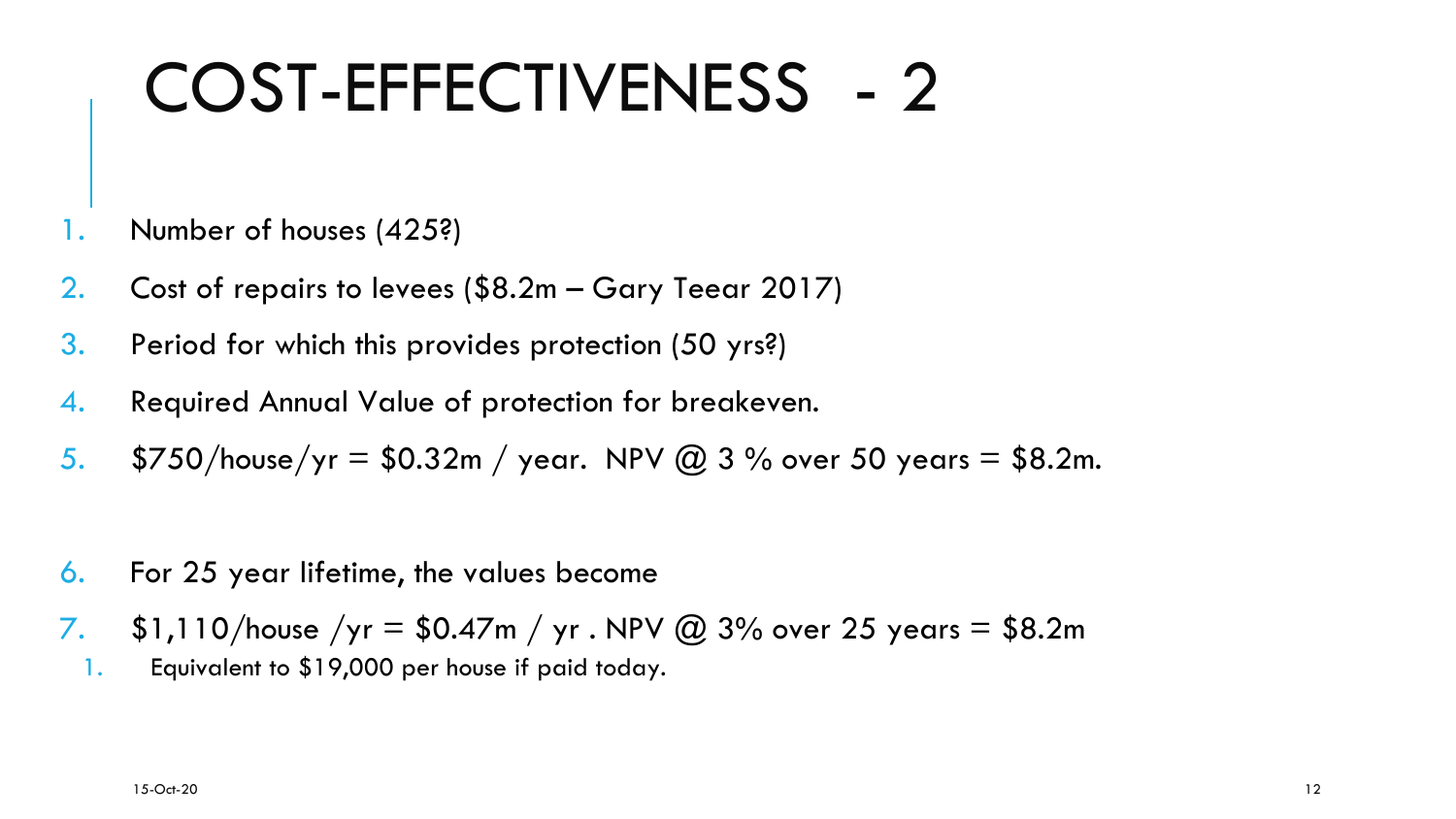# COST-EFFECTIVENESS - 2

1. Number of houses (425?)
2. Cost of repairs to levees ($8.2m – Gary Teear 2017)
3. Period for which this provides protection (50 yrs?)
4. Required Annual Value of protection for breakeven.
5. $750/house/yr = $0.32m / year. NPV @ 3 % over 50 years = $8.2m.

6. For 25 year lifetime, the values become
7. $1,110/house /yr = $0.47m / yr . NPV @ 3% over 25 years = $8.2m
    1. Equivalent to $19,000 per house if paid today.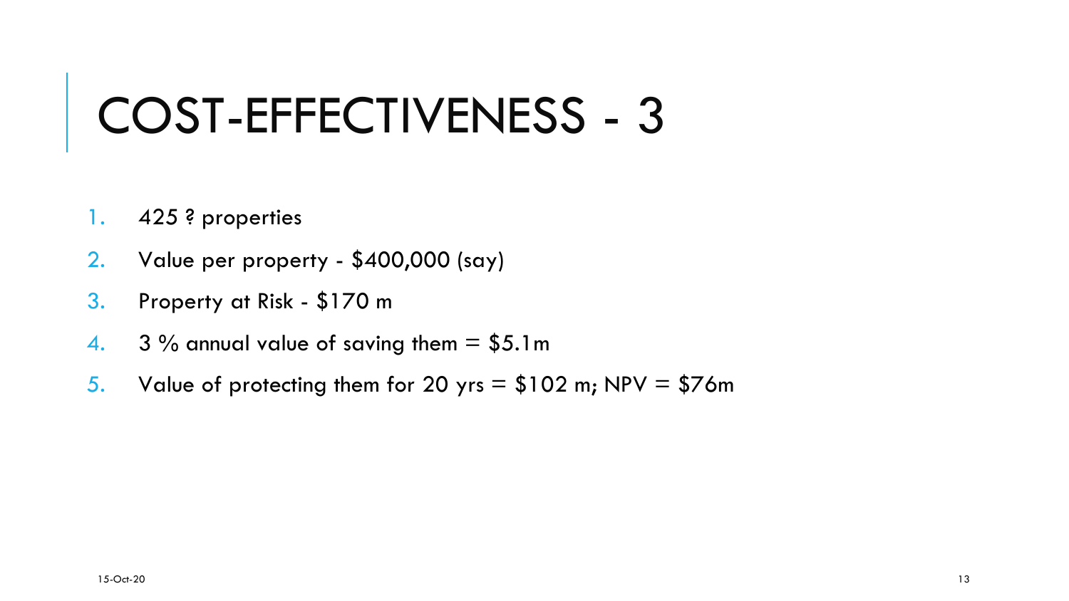# COST-EFFECTIVENESS - 3

1. 425 ? properties
2. Value per property - $400,000 (say)
3. Property at Risk - $170 m
4. 3 % annual value of saving them = $5.1m
5. Value of protecting them for 20 yrs = $102 m; NPV = $76m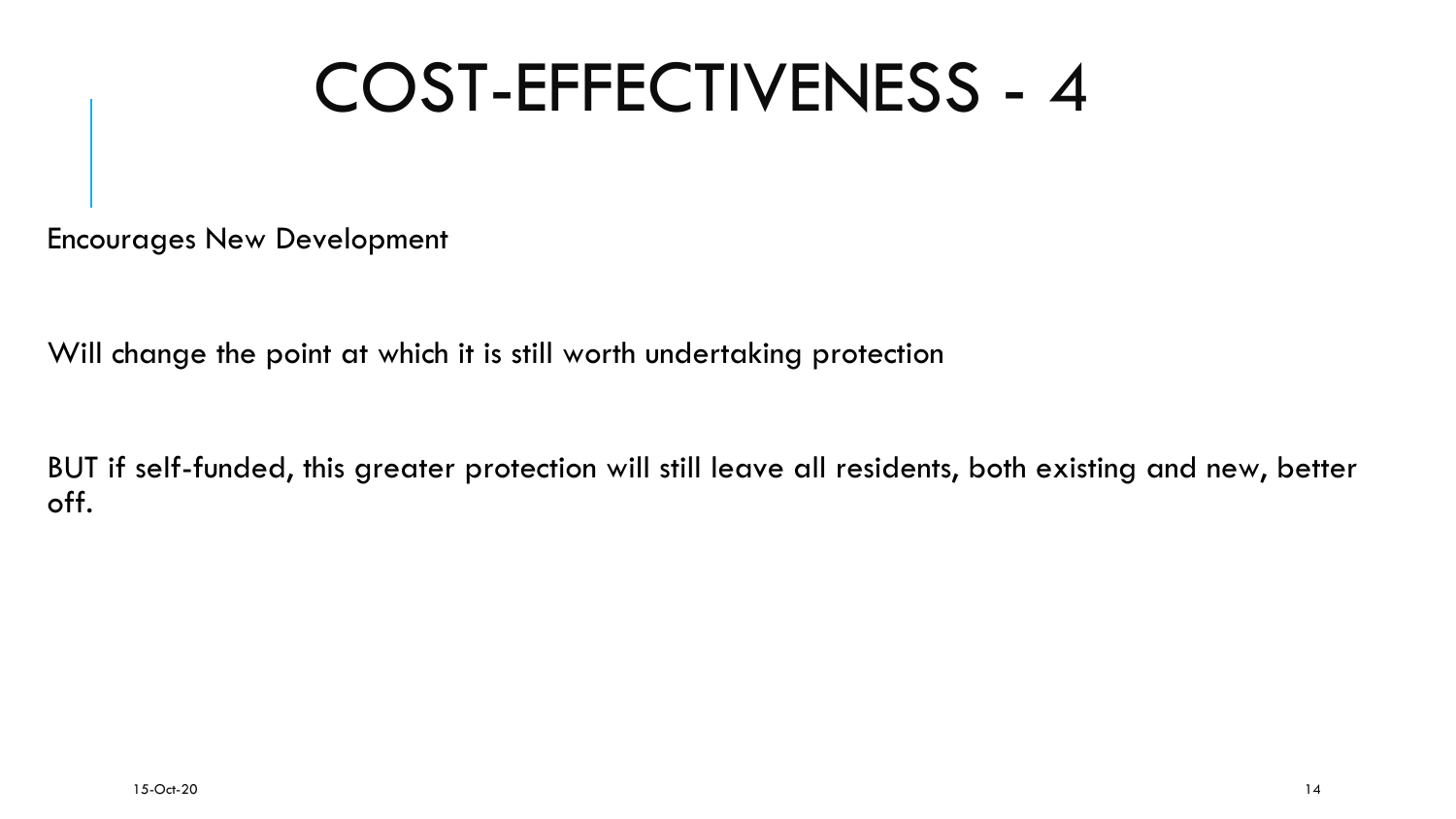# COST-EFFECTIVENESS - 4

Encourages New Development

Will change the point at which it is still worth undertaking protection

BUT if self-funded, this greater protection will still leave all residents, both existing and new, better off.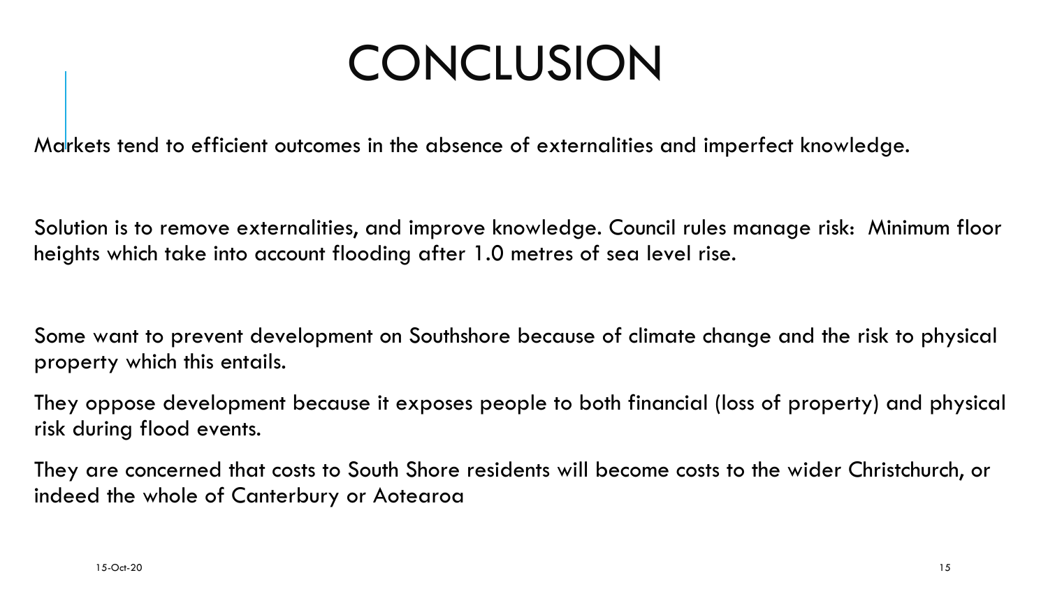# CONCLUSION

Markets tend to efficient outcomes in the absence of externalities and imperfect knowledge.

Solution is to remove externalities, and improve knowledge. Council rules manage risk: Minimum floor heights which take into account flooding after 1.0 metres of sea level rise.

Some want to prevent development on Southshore because of climate change and the risk to physical property which this entails.

They oppose development because it exposes people to both financial (loss of property) and physical risk during flood events.

They are concerned that costs to South Shore residents will become costs to the wider Christchurch, or indeed the whole of Canterbury or Aotearoa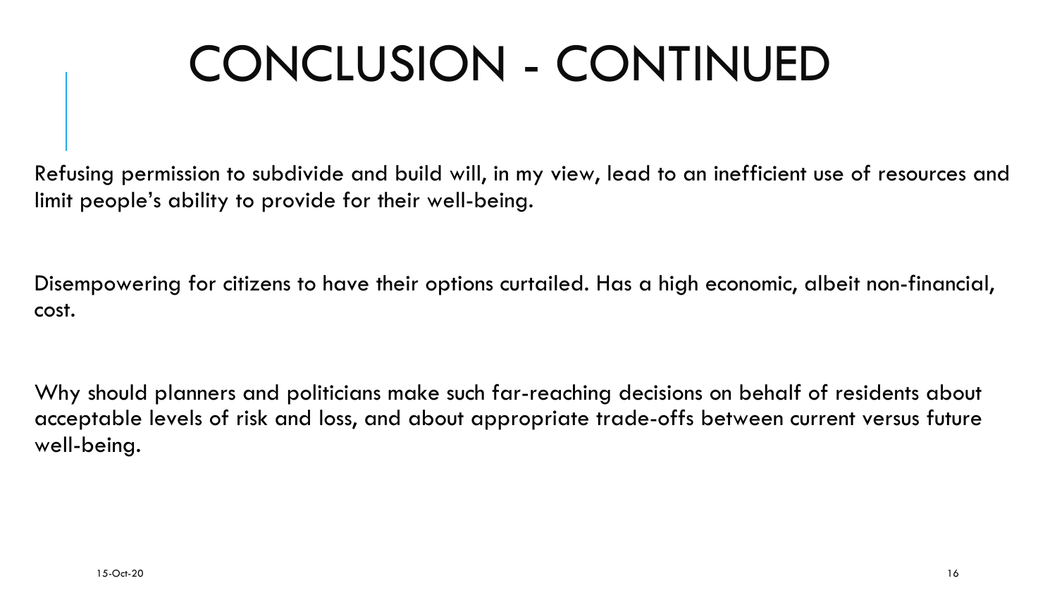# CONCLUSION - CONTINUED

Refusing permission to subdivide and build will, in my view, lead to an inefficient use of resources and limit people's ability to provide for their well-being.

Disempowering for citizens to have their options curtailed. Has a high economic, albeit non-financial, cost.

Why should planners and politicians make such far-reaching decisions on behalf of residents about acceptable levels of risk and loss, and about appropriate trade-offs between current versus future well-being.